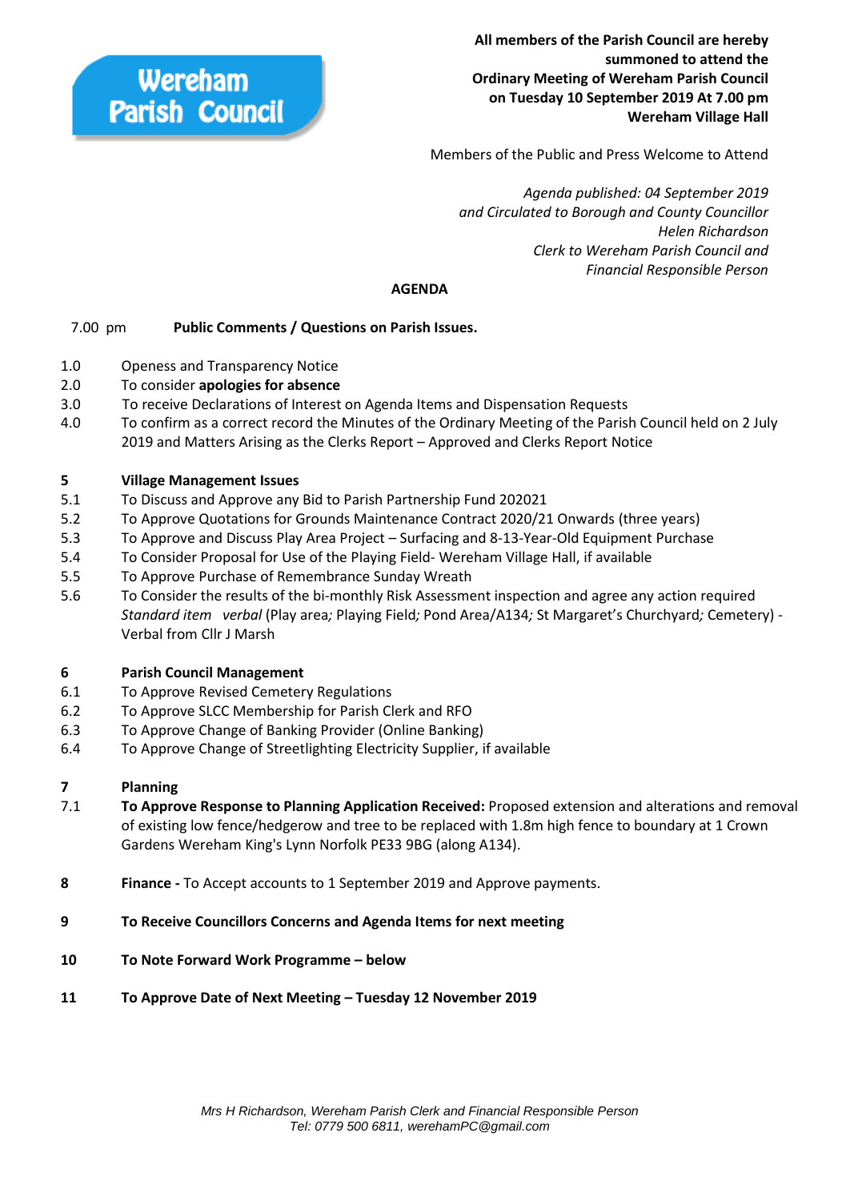**Wereham Parish Council**

**All members of the Parish Council are hereby summoned to attend the Ordinary Meeting of Wereham Parish Council on Tuesday 10 September 2019 At 7.00 pm Wereham Village Hall**

Members of the Public and Press Welcome to Attend

*Agenda published: 04 September 2019*
*and Circulated to Borough and County Councillor*
*Helen Richardson*
*Clerk to Wereham Parish Council and*
*Financial Responsible Person*

## AGENDA

7.00 pm **Public Comments / Questions on Parish Issues.**

1.0 Openess and Transparency Notice
2.0 To consider **apologies for absence**
3.0 To receive Declarations of Interest on Agenda Items and Dispensation Requests
4.0 To confirm as a correct record the Minutes of the Ordinary Meeting of the Parish Council held on 2 July 2019 and Matters Arising as the Clerks Report – Approved and Clerks Report Notice

**5 Village Management Issues**
5.1 To Discuss and Approve any Bid to Parish Partnership Fund 202021
5.2 To Approve Quotations for Grounds Maintenance Contract 2020/21 Onwards (three years)
5.3 To Approve and Discuss Play Area Project – Surfacing and 8-13-Year-Old Equipment Purchase
5.4 To Consider Proposal for Use of the Playing Field- Wereham Village Hall, if available
5.5 To Approve Purchase of Remembrance Sunday Wreath
5.6 To Consider the results of the bi-monthly Risk Assessment inspection and agree any action required *Standard item verbal* (Play area*;* Playing Field*;* Pond Area/A134*;* St Margaret's Churchyard*;* Cemetery) - Verbal from Cllr J Marsh

**6 Parish Council Management**
6.1 To Approve Revised Cemetery Regulations
6.2 To Approve SLCC Membership for Parish Clerk and RFO
6.3 To Approve Change of Banking Provider (Online Banking)
6.4 To Approve Change of Streetlighting Electricity Supplier, if available

**7 Planning**
7.1 **To Approve Response to Planning Application Received:** Proposed extension and alterations and removal of existing low fence/hedgerow and tree to be replaced with 1.8m high fence to boundary at 1 Crown Gardens Wereham King's Lynn Norfolk PE33 9BG (along A134).

**8 Finance -** To Accept accounts to 1 September 2019 and Approve payments.

**9 To Receive Councillors Concerns and Agenda Items for next meeting**

**10 To Note Forward Work Programme – below**

**11 To Approve Date of Next Meeting – Tuesday 12 November 2019**

*Mrs H Richardson, Wereham Parish Clerk and Financial Responsible Person*
*Tel: 0779 500 6811, werehamPC@gmail.com*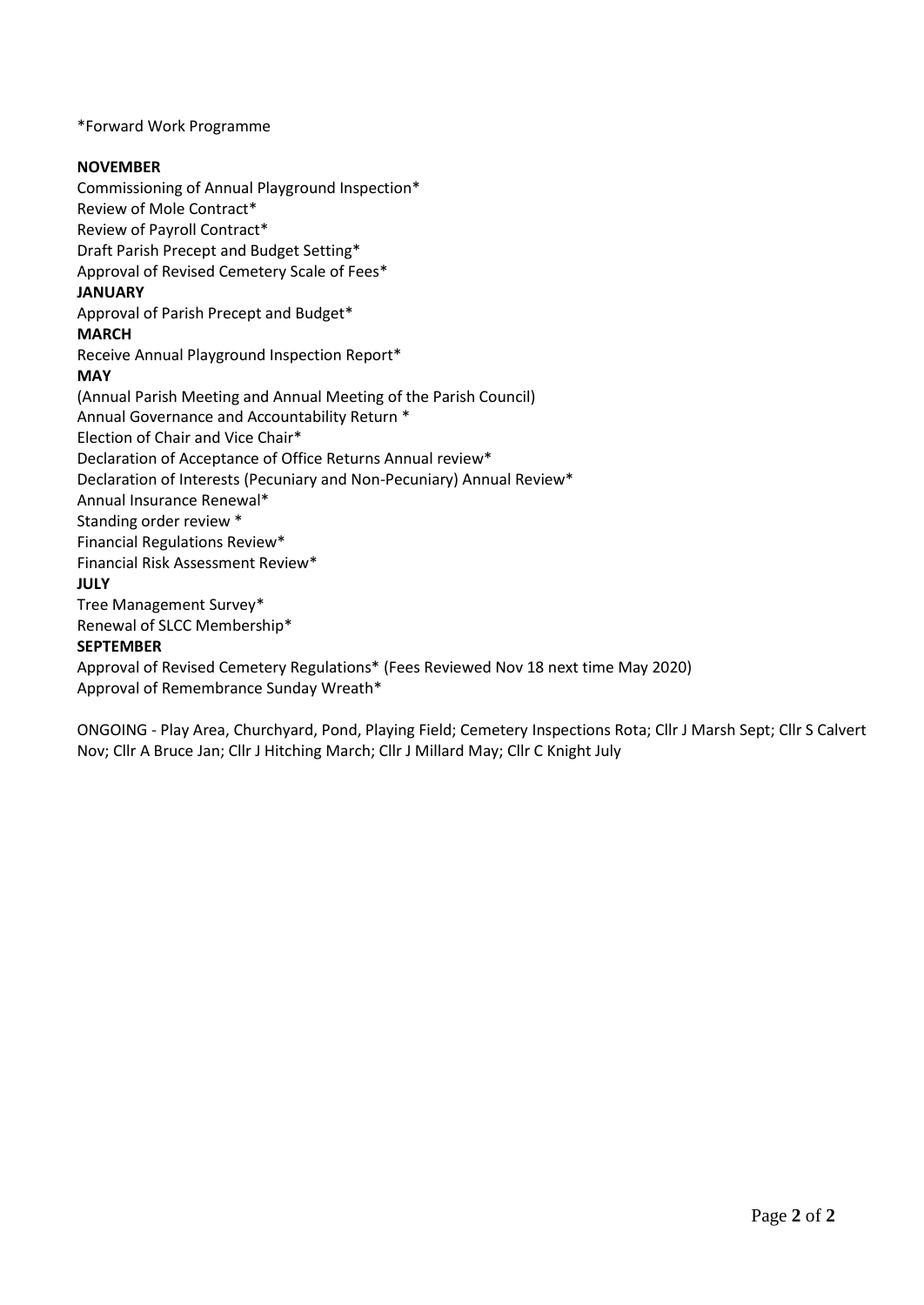*Forward Work Programme

**NOVEMBER**

Commissioning of Annual Playground Inspection*
Review of Mole Contract*
Review of Payroll Contract*
Draft Parish Precept and Budget Setting*
Approval of Revised Cemetery Scale of Fees*

**JANUARY**

Approval of Parish Precept and Budget*

**MARCH**

Receive Annual Playground Inspection Report*

**MAY**

(Annual Parish Meeting and Annual Meeting of the Parish Council)
Annual Governance and Accountability Return *
Election of Chair and Vice Chair*
Declaration of Acceptance of Office Returns Annual review*
Declaration of Interests (Pecuniary and Non-Pecuniary) Annual Review*
Annual Insurance Renewal*
Standing order review *
Financial Regulations Review*
Financial Risk Assessment Review*

**JULY**

Tree Management Survey*
Renewal of SLCC Membership*

**SEPTEMBER**

Approval of Revised Cemetery Regulations* (Fees Reviewed Nov 18 next time May 2020)
Approval of Remembrance Sunday Wreath*

ONGOING - Play Area, Churchyard, Pond, Playing Field; Cemetery Inspections Rota; Cllr J Marsh Sept; Cllr S Calvert Nov; Cllr A Bruce Jan; Cllr J Hitching March; Cllr J Millard May; Cllr C Knight July